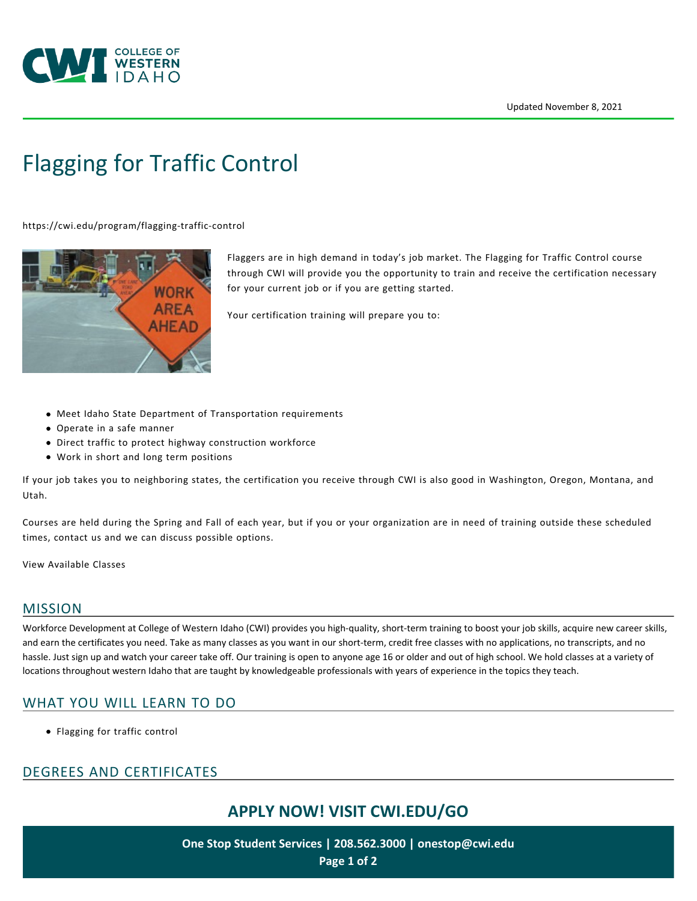Updated November 8, 2021

# Flagging for Traffic Control

https://cwi.edu/program/flagging-traffic-control

Flaggers are in high demand in today's job market. The Flagging for Traffic Control course through CWI will provide you the opportunity to train and receive the certification necessary for your current job or if you are getting started.

Your certification training will prepare you to:

- Meet Idaho State Department of Transportation requirements
- Operate in a safe manner
- Direct traffic to protect highway construction workforce
- Work in short and long term positions

If your job takes you to neighboring states, the certification you receive through CWI is also good in Washington, Oregon, Montana, and Utah.

Courses are held during the Spring and Fall of each year, but if you or your organization are in need of training outside these scheduled times, contact us and we can discuss possible options.

View Available Classes

## MISSION

Workforce Development at College of Western Idaho (CWI) provides you high-quality, short-term training to boost your job skills, acquire new career skills, and earn the certificates you need. Take as many classes as you want in our short-term, credit free classes with no applications, no transcripts, and no hassle. Just sign up and watch your career take off. Our training is open to anyone age 16 or older and out of high school. We hold classes at a variety of locations throughout western Idaho that are taught by knowledgeable professionals with years of experience in the topics they teach.

## WHAT YOU WILL LEARN TO DO

- Flagging for traffic control

## DEGREES AND CERTIFICATES

**APPLY NOW! VISIT CWI.EDU/GO**

**One Stop Student Services | 208.562.3000 | onestop@cwi.edu**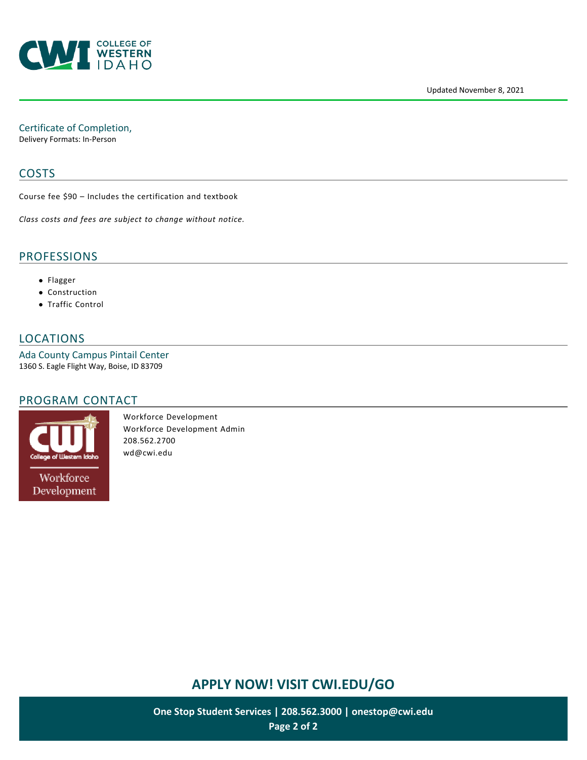Updated November 8, 2021

Certificate of Completion,
Delivery Formats: In-Person

## COSTS

Course fee $90 – Includes the certification and textbook

*Class costs and fees are subject to change without notice.*

## PROFESSIONS

- Flagger
- Construction
- Traffic Control

## LOCATIONS

### Ada County Campus Pintail Center

1360 S. Eagle Flight Way, Boise, ID 83709

## PROGRAM CONTACT

Workforce Development
Workforce Development Admin
208.562.2700
wd@cwi.edu

**APPLY NOW! VISIT CWI.EDU/GO**

**One Stop Student Services | 208.562.3000 | onestop@cwi.edu**